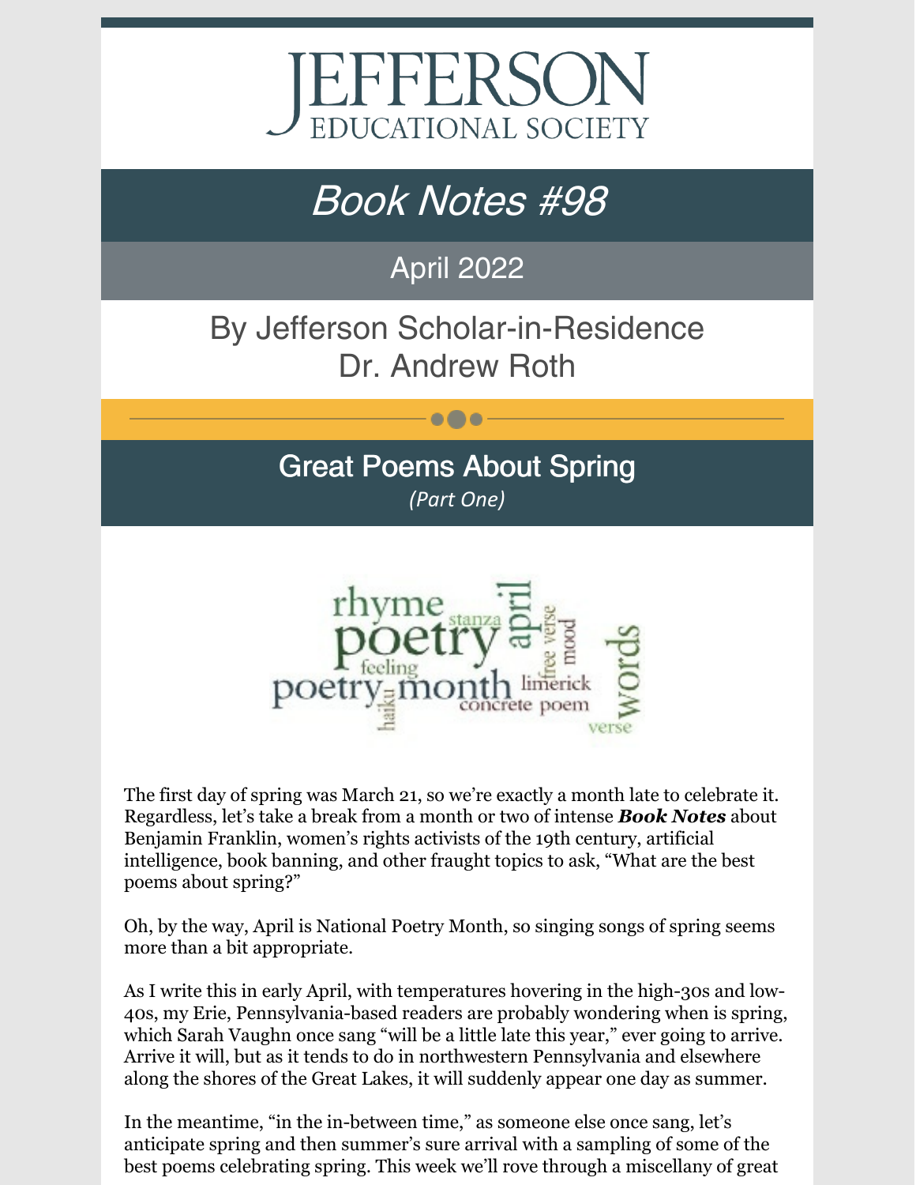# JEFFERSON EDUCATIONAL SOCIETY

## *Book Notes #98*

April 2022

By Jefferson Scholar-in-Residence
Dr. Andrew Roth

## Great Poems About Spring

*(Part One)*

The first day of spring was March 21, so we're exactly a month late to celebrate it. Regardless, let's take a break from a month or two of intense ***Book Notes*** about Benjamin Franklin, women's rights activists of the 19th century, artificial intelligence, book banning, and other fraught topics to ask, "What are the best poems about spring?"

Oh, by the way, April is National Poetry Month, so singing songs of spring seems more than a bit appropriate.

As I write this in early April, with temperatures hovering in the high-30s and low-40s, my Erie, Pennsylvania-based readers are probably wondering when is spring, which Sarah Vaughn once sang "will be a little late this year," ever going to arrive. Arrive it will, but as it tends to do in northwestern Pennsylvania and elsewhere along the shores of the Great Lakes, it will suddenly appear one day as summer.

In the meantime, "in the in-between time," as someone else once sang, let's anticipate spring and then summer's sure arrival with a sampling of some of the best poems celebrating spring. This week we'll rove through a miscellany of great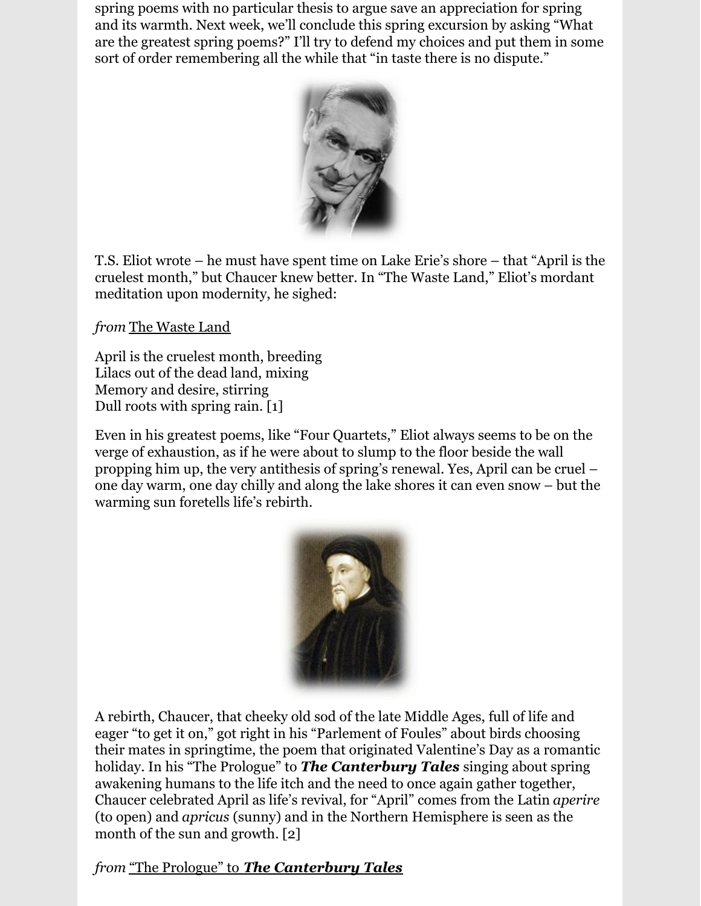spring poems with no particular thesis to argue save an appreciation for spring and its warmth. Next week, we'll conclude this spring excursion by asking "What are the greatest spring poems?" I'll try to defend my choices and put them in some sort of order remembering all the while that "in taste there is no dispute."

T.S. Eliot wrote – he must have spent time on Lake Erie's shore – that "April is the cruelest month," but Chaucer knew better. In "The Waste Land," Eliot's mordant meditation upon modernity, he sighed:

*from* The Waste Land

April is the cruelest month, breeding  
Lilacs out of the dead land, mixing  
Memory and desire, stirring  
Dull roots with spring rain. [1]

Even in his greatest poems, like "Four Quartets," Eliot always seems to be on the verge of exhaustion, as if he were about to slump to the floor beside the wall propping him up, the very antithesis of spring's renewal. Yes, April can be cruel – one day warm, one day chilly and along the lake shores it can even snow – but the warming sun foretells life's rebirth.

A rebirth, Chaucer, that cheeky old sod of the late Middle Ages, full of life and eager "to get it on," got right in his "Parlement of Foules" about birds choosing their mates in springtime, the poem that originated Valentine's Day as a romantic holiday. In his "The Prologue" to ***The Canterbury Tales*** singing about spring awakening humans to the life itch and the need to once again gather together, Chaucer celebrated April as life's revival, for "April" comes from the Latin *aperire* (to open) and *apricus* (sunny) and in the Northern Hemisphere is seen as the month of the sun and growth. [2]

*from* "The Prologue" to ***The Canterbury Tales***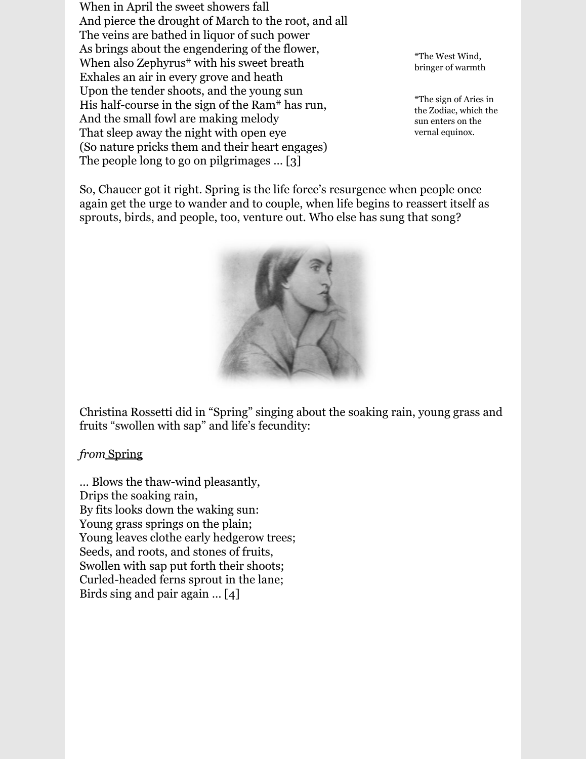When in April the sweet showers fall
And pierce the drought of March to the root, and all
The veins are bathed in liquor of such power
As brings about the engendering of the flower,
When also Zephyrus* with his sweet breath
Exhales an air in every grove and heath
Upon the tender shoots, and the young sun
His half-course in the sign of the Ram* has run,
And the small fowl are making melody
That sleep away the night with open eye
(So nature pricks them and their heart engages)
The people long to go on pilgrimages … [3]

*The West Wind, bringer of warmth

*The sign of Aries in the Zodiac, which the sun enters on the vernal equinox.

So, Chaucer got it right. Spring is the life force's resurgence when people once again get the urge to wander and to couple, when life begins to reassert itself as sprouts, birds, and people, too, venture out. Who else has sung that song?

Christina Rossetti did in "Spring" singing about the soaking rain, young grass and fruits "swollen with sap" and life's fecundity:

*from* Spring

… Blows the thaw-wind pleasantly,
Drips the soaking rain,
By fits looks down the waking sun:
Young grass springs on the plain;
Young leaves clothe early hedgerow trees;
Seeds, and roots, and stones of fruits,
Swollen with sap put forth their shoots;
Curled-headed ferns sprout in the lane;
Birds sing and pair again … [4]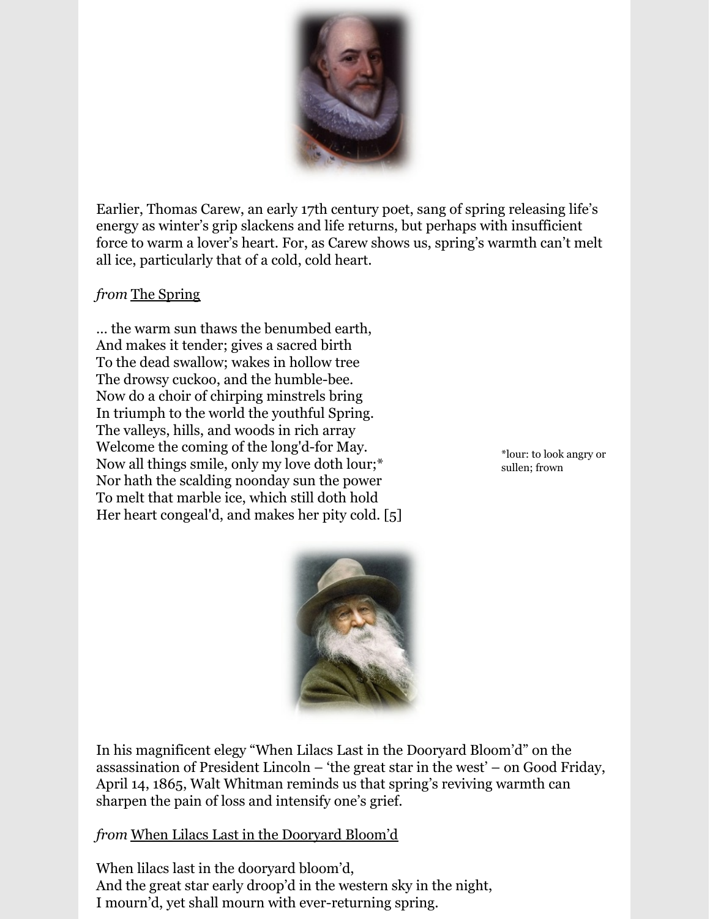Earlier, Thomas Carew, an early 17th century poet, sang of spring releasing life's energy as winter's grip slackens and life returns, but perhaps with insufficient force to warm a lover's heart. For, as Carew shows us, spring's warmth can't melt all ice, particularly that of a cold, cold heart.

*from* The Spring

… the warm sun thaws the benumbed earth,  
And makes it tender; gives a sacred birth  
To the dead swallow; wakes in hollow tree  
The drowsy cuckoo, and the humble-bee.  
Now do a choir of chirping minstrels bring  
In triumph to the world the youthful Spring.  
The valleys, hills, and woods in rich array  
Welcome the coming of the long'd-for May.  
Now all things smile, only my love doth lour;*  
Nor hath the scalding noonday sun the power  
To melt that marble ice, which still doth hold  
Her heart congeal'd, and makes her pity cold. [5]

*lour: to look angry or sullen; frown

In his magnificent elegy "When Lilacs Last in the Dooryard Bloom'd" on the assassination of President Lincoln – 'the great star in the west' – on Good Friday, April 14, 1865, Walt Whitman reminds us that spring's reviving warmth can sharpen the pain of loss and intensify one's grief.

*from* When Lilacs Last in the Dooryard Bloom'd

When lilacs last in the dooryard bloom'd,  
And the great star early droop'd in the western sky in the night,  
I mourn'd, yet shall mourn with ever-returning spring.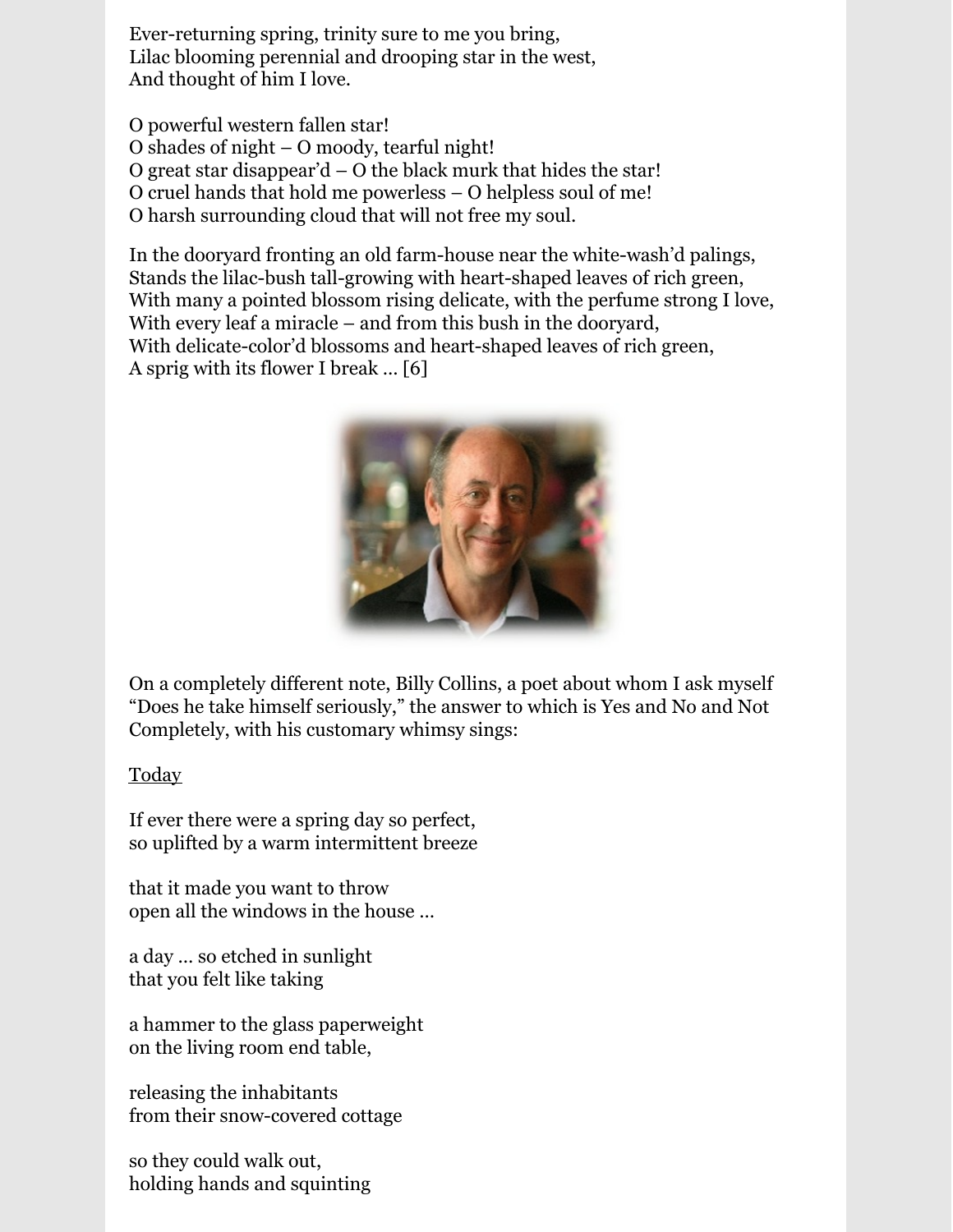Ever-returning spring, trinity sure to me you bring,  
Lilac blooming perennial and drooping star in the west,  
And thought of him I love.

O powerful western fallen star!  
O shades of night – O moody, tearful night!  
O great star disappear'd – O the black murk that hides the star!  
O cruel hands that hold me powerless – O helpless soul of me!  
O harsh surrounding cloud that will not free my soul.

In the dooryard fronting an old farm-house near the white-wash'd palings,  
Stands the lilac-bush tall-growing with heart-shaped leaves of rich green,  
With many a pointed blossom rising delicate, with the perfume strong I love,  
With every leaf a miracle – and from this bush in the dooryard,  
With delicate-color'd blossoms and heart-shaped leaves of rich green,  
A sprig with its flower I break … [6]

On a completely different note, Billy Collins, a poet about whom I ask myself "Does he take himself seriously," the answer to which is Yes and No and Not Completely, with his customary whimsy sings:

<u>Today</u>

If ever there were a spring day so perfect,  
so uplifted by a warm intermittent breeze

that it made you want to throw  
open all the windows in the house …

a day … so etched in sunlight  
that you felt like taking

a hammer to the glass paperweight  
on the living room end table,

releasing the inhabitants  
from their snow-covered cottage

so they could walk out,  
holding hands and squinting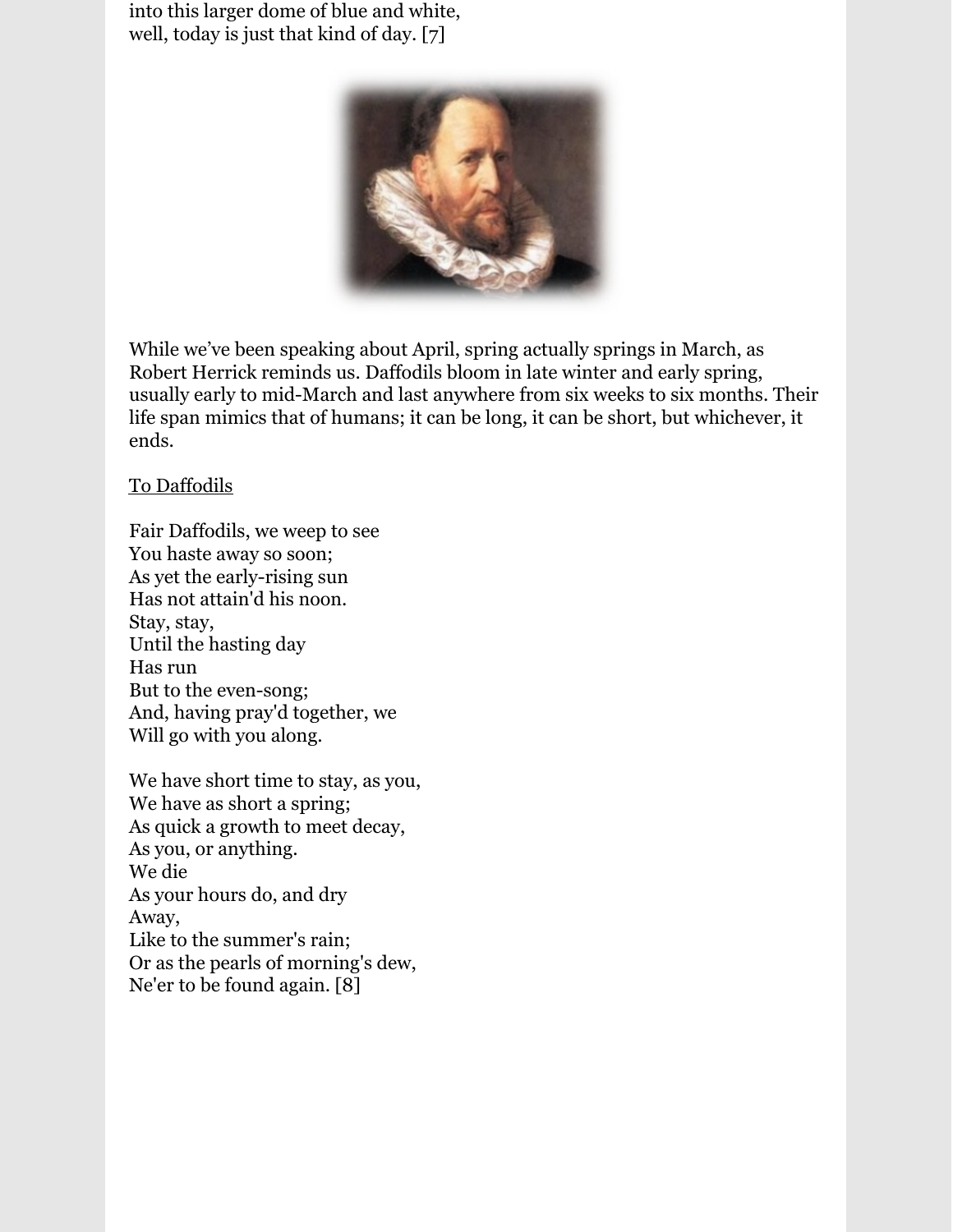into this larger dome of blue and white,
well, today is just that kind of day. [7]

While we've been speaking about April, spring actually springs in March, as Robert Herrick reminds us. Daffodils bloom in late winter and early spring, usually early to mid-March and last anywhere from six weeks to six months. Their life span mimics that of humans; it can be long, it can be short, but whichever, it ends.

<u>To Daffodils</u>

Fair Daffodils, we weep to see
You haste away so soon;
As yet the early-rising sun
Has not attain'd his noon.
Stay, stay,
Until the hasting day
Has run
But to the even-song;
And, having pray'd together, we
Will go with you along.

We have short time to stay, as you,
We have as short a spring;
As quick a growth to meet decay,
As you, or anything.
We die
As your hours do, and dry
Away,
Like to the summer's rain;
Or as the pearls of morning's dew,
Ne'er to be found again. [8]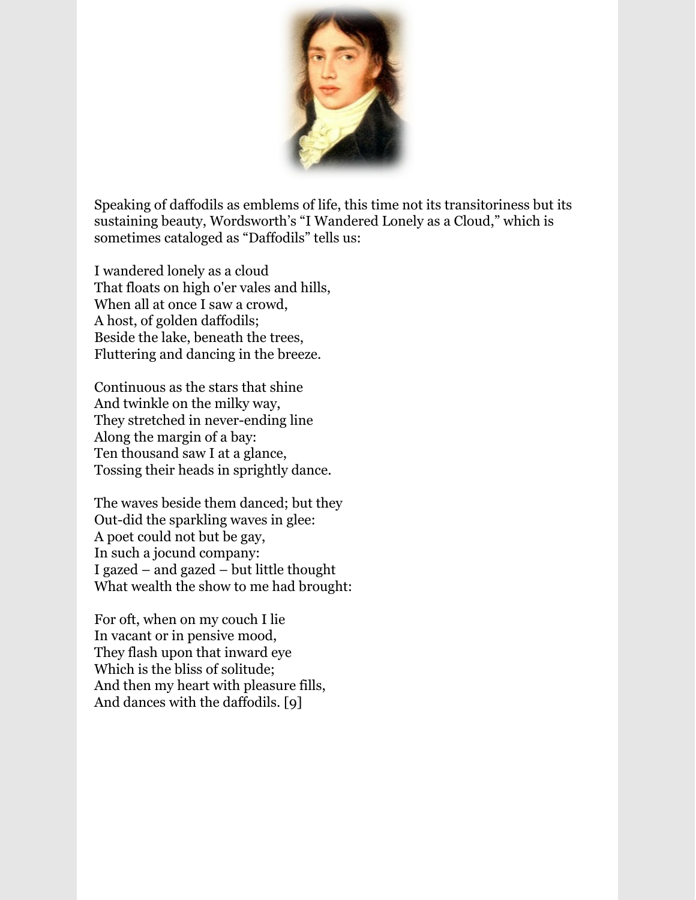Speaking of daffodils as emblems of life, this time not its transitoriness but its sustaining beauty, Wordsworth's "I Wandered Lonely as a Cloud," which is sometimes cataloged as "Daffodils" tells us:

I wandered lonely as a cloud
That floats on high o'er vales and hills,
When all at once I saw a crowd,
A host, of golden daffodils;
Beside the lake, beneath the trees,
Fluttering and dancing in the breeze.

Continuous as the stars that shine
And twinkle on the milky way,
They stretched in never-ending line
Along the margin of a bay:
Ten thousand saw I at a glance,
Tossing their heads in sprightly dance.

The waves beside them danced; but they
Out-did the sparkling waves in glee:
A poet could not but be gay,
In such a jocund company:
I gazed – and gazed – but little thought
What wealth the show to me had brought:

For oft, when on my couch I lie
In vacant or in pensive mood,
They flash upon that inward eye
Which is the bliss of solitude;
And then my heart with pleasure fills,
And dances with the daffodils. [9]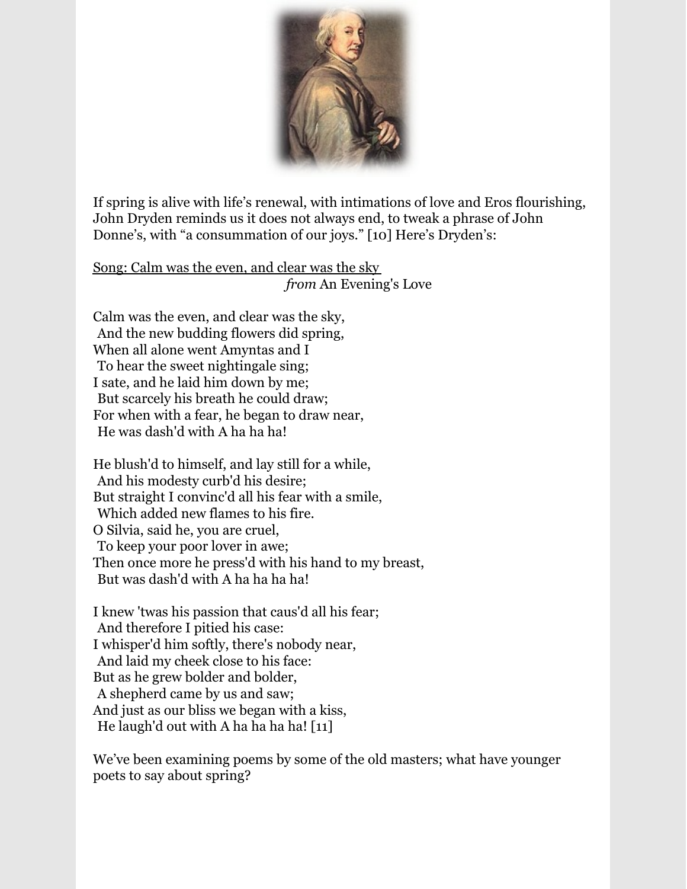If spring is alive with life's renewal, with intimations of love and Eros flourishing, John Dryden reminds us it does not always end, to tweak a phrase of John Donne's, with "a consummation of our joys." [10] Here's Dryden's:

Song: Calm was the even, and clear was the sky
*from* An Evening's Love

Calm was the even, and clear was the sky,
 And the new budding flowers did spring,
When all alone went Amyntas and I
 To hear the sweet nightingale sing;
I sate, and he laid him down by me;
 But scarcely his breath he could draw;
For when with a fear, he began to draw near,
 He was dash'd with A ha ha ha!

He blush'd to himself, and lay still for a while,
 And his modesty curb'd his desire;
But straight I convinc'd all his fear with a smile,
 Which added new flames to his fire.
O Silvia, said he, you are cruel,
 To keep your poor lover in awe;
Then once more he press'd with his hand to my breast,
 But was dash'd with A ha ha ha ha!

I knew 'twas his passion that caus'd all his fear;
 And therefore I pitied his case:
I whisper'd him softly, there's nobody near,
 And laid my cheek close to his face:
But as he grew bolder and bolder,
 A shepherd came by us and saw;
And just as our bliss we began with a kiss,
 He laugh'd out with A ha ha ha ha! [11]

We've been examining poems by some of the old masters; what have younger poets to say about spring?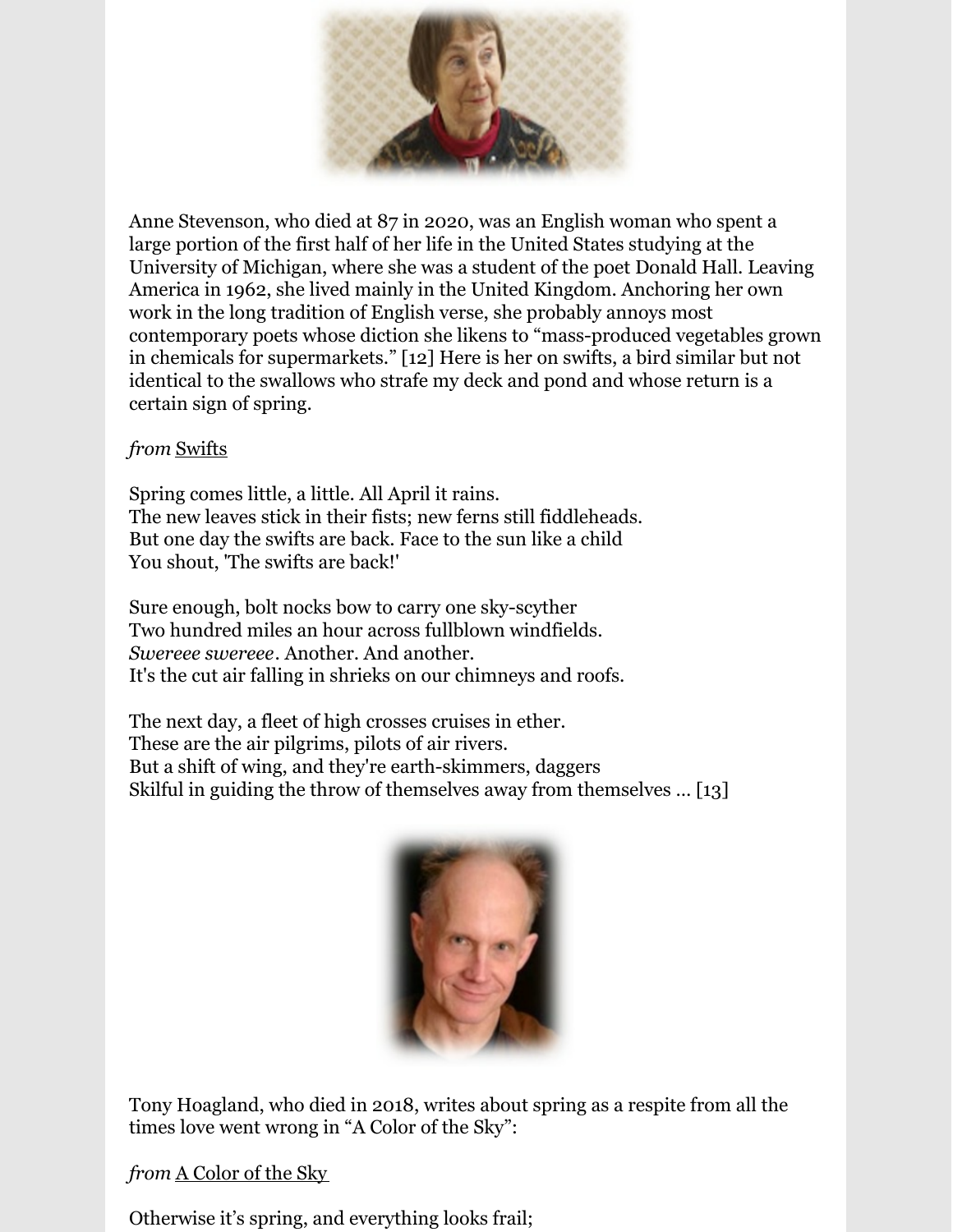Anne Stevenson, who died at 87 in 2020, was an English woman who spent a large portion of the first half of her life in the United States studying at the University of Michigan, where she was a student of the poet Donald Hall. Leaving America in 1962, she lived mainly in the United Kingdom. Anchoring her own work in the long tradition of English verse, she probably annoys most contemporary poets whose diction she likens to "mass-produced vegetables grown in chemicals for supermarkets." [12] Here is her on swifts, a bird similar but not identical to the swallows who strafe my deck and pond and whose return is a certain sign of spring.

*from* Swifts

Spring comes little, a little. All April it rains.
The new leaves stick in their fists; new ferns still fiddleheads.
But one day the swifts are back. Face to the sun like a child
You shout, 'The swifts are back!'

Sure enough, bolt nocks bow to carry one sky-scyther
Two hundred miles an hour across fullblown windfields.
*Swereee swereee*. Another. And another.
It's the cut air falling in shrieks on our chimneys and roofs.

The next day, a fleet of high crosses cruises in ether.
These are the air pilgrims, pilots of air rivers.
But a shift of wing, and they're earth-skimmers, daggers
Skilful in guiding the throw of themselves away from themselves … [13]

Tony Hoagland, who died in 2018, writes about spring as a respite from all the times love went wrong in "A Color of the Sky":

*from* A Color of the Sky

Otherwise it's spring, and everything looks frail;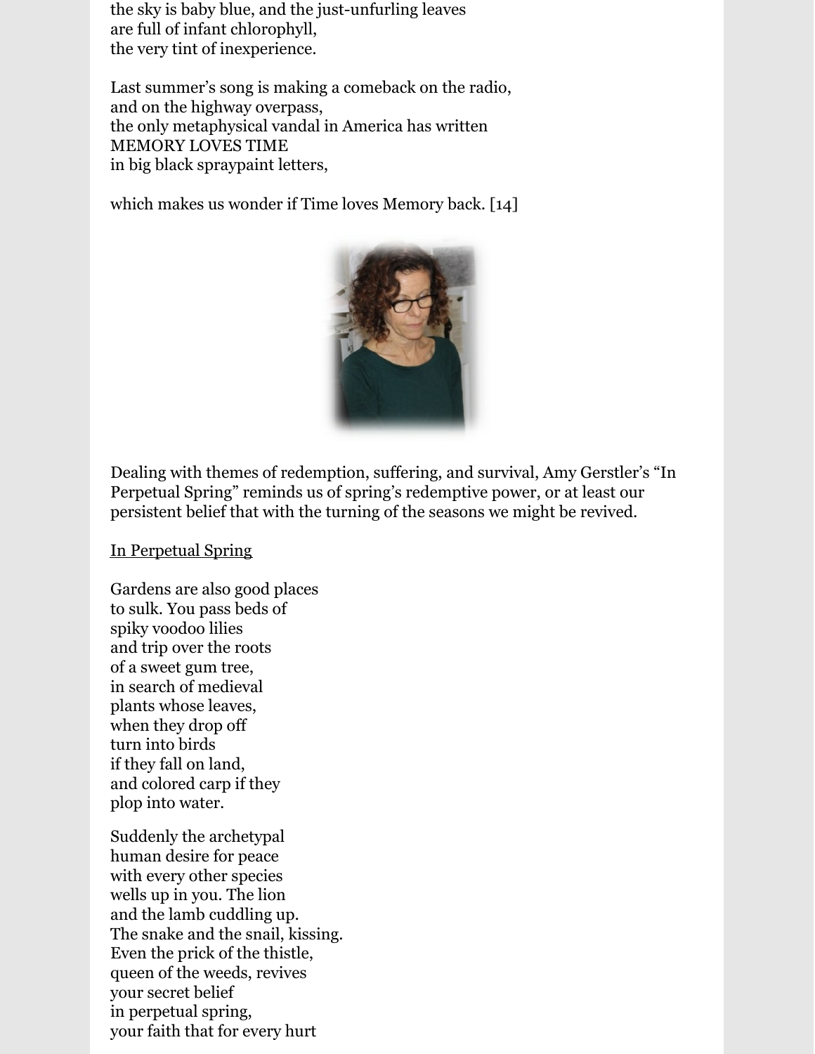the sky is baby blue, and the just-unfurling leaves
are full of infant chlorophyll,
the very tint of inexperience.

Last summer's song is making a comeback on the radio,
and on the highway overpass,
the only metaphysical vandal in America has written
MEMORY LOVES TIME
in big black spraypaint letters,

which makes us wonder if Time loves Memory back. [14]

Dealing with themes of redemption, suffering, and survival, Amy Gerstler's "In Perpetual Spring" reminds us of spring's redemptive power, or at least our persistent belief that with the turning of the seasons we might be revived.

<u>In Perpetual Spring</u>

Gardens are also good places
to sulk. You pass beds of
spiky voodoo lilies
and trip over the roots
of a sweet gum tree,
in search of medieval
plants whose leaves,
when they drop off
turn into birds
if they fall on land,
and colored carp if they
plop into water.

Suddenly the archetypal
human desire for peace
with every other species
wells up in you. The lion
and the lamb cuddling up.
The snake and the snail, kissing.
Even the prick of the thistle,
queen of the weeds, revives
your secret belief
in perpetual spring,
your faith that for every hurt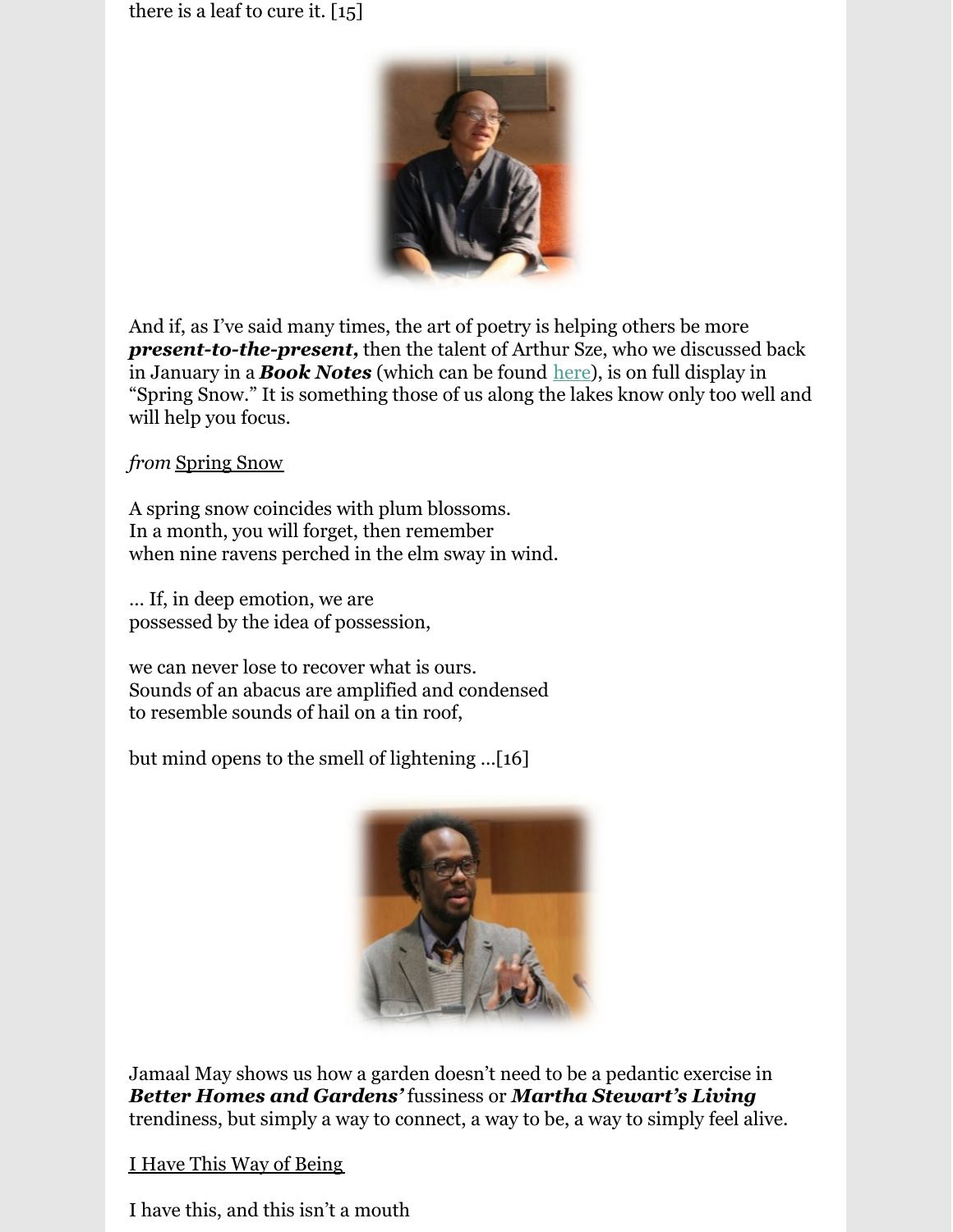there is a leaf to cure it. [15]

And if, as I've said many times, the art of poetry is helping others be more ***present-to-the-present,*** then the talent of Arthur Sze, who we discussed back in January in a ***Book Notes*** (which can be found here), is on full display in "Spring Snow." It is something those of us along the lakes know only too well and will help you focus.

*from* Spring Snow

A spring snow coincides with plum blossoms.
In a month, you will forget, then remember
when nine ravens perched in the elm sway in wind.

… If, in deep emotion, we are
possessed by the idea of possession,

we can never lose to recover what is ours.
Sounds of an abacus are amplified and condensed
to resemble sounds of hail on a tin roof,

but mind opens to the smell of lightening …[16]

Jamaal May shows us how a garden doesn't need to be a pedantic exercise in ***Better Homes and Gardens'*** fussiness or ***Martha Stewart's Living*** trendiness, but simply a way to connect, a way to be, a way to simply feel alive.

I Have This Way of Being

I have this, and this isn't a mouth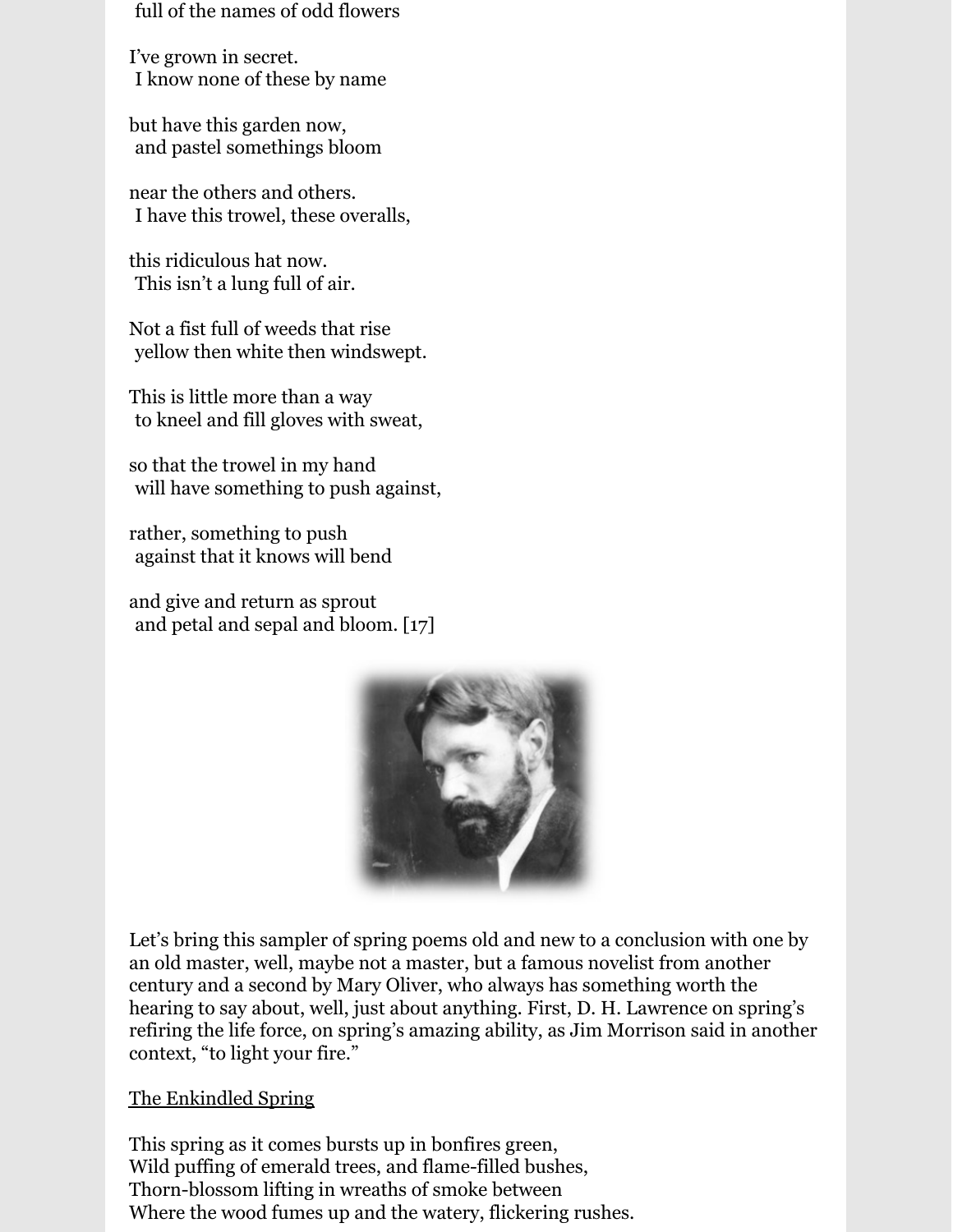full of the names of odd flowers

I've grown in secret.
 I know none of these by name

but have this garden now,
 and pastel somethings bloom

near the others and others.
 I have this trowel, these overalls,

this ridiculous hat now.
 This isn't a lung full of air.

Not a fist full of weeds that rise
 yellow then white then windswept.

This is little more than a way
 to kneel and fill gloves with sweat,

so that the trowel in my hand
 will have something to push against,

rather, something to push
 against that it knows will bend

and give and return as sprout
 and petal and sepal and bloom. [17]

Let's bring this sampler of spring poems old and new to a conclusion with one by an old master, well, maybe not a master, but a famous novelist from another century and a second by Mary Oliver, who always has something worth the hearing to say about, well, just about anything. First, D. H. Lawrence on spring's refiring the life force, on spring's amazing ability, as Jim Morrison said in another context, "to light your fire."

<u>The Enkindled Spring</u>

This spring as it comes bursts up in bonfires green,
Wild puffing of emerald trees, and flame-filled bushes,
Thorn-blossom lifting in wreaths of smoke between
Where the wood fumes up and the watery, flickering rushes.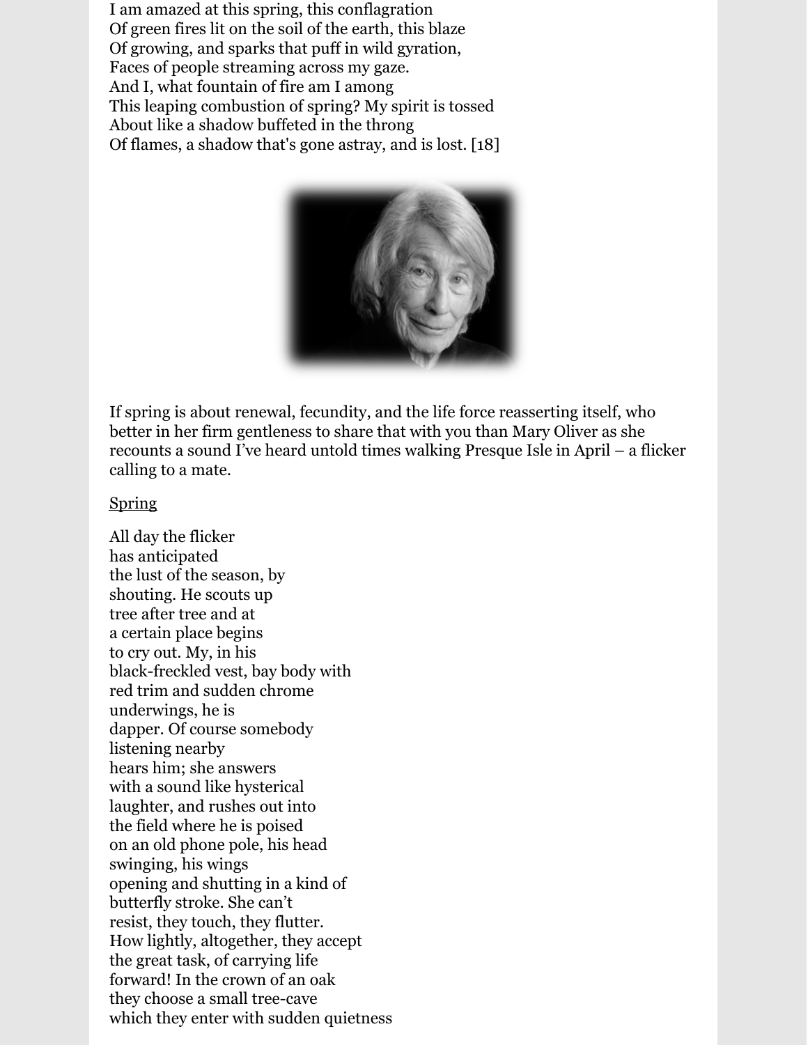I am amazed at this spring, this conflagration
Of green fires lit on the soil of the earth, this blaze
Of growing, and sparks that puff in wild gyration,
Faces of people streaming across my gaze.
And I, what fountain of fire am I among
This leaping combustion of spring? My spirit is tossed
About like a shadow buffeted in the throng
Of flames, a shadow that's gone astray, and is lost. [18]

If spring is about renewal, fecundity, and the life force reasserting itself, who better in her firm gentleness to share that with you than Mary Oliver as she recounts a sound I've heard untold times walking Presque Isle in April – a flicker calling to a mate.

<u>Spring</u>

All day the flicker
has anticipated
the lust of the season, by
shouting. He scouts up
tree after tree and at
a certain place begins
to cry out. My, in his
black-freckled vest, bay body with
red trim and sudden chrome
underwings, he is
dapper. Of course somebody
listening nearby
hears him; she answers
with a sound like hysterical
laughter, and rushes out into
the field where he is poised
on an old phone pole, his head
swinging, his wings
opening and shutting in a kind of
butterfly stroke. She can't
resist, they touch, they flutter.
How lightly, altogether, they accept
the great task, of carrying life
forward! In the crown of an oak
they choose a small tree-cave
which they enter with sudden quietness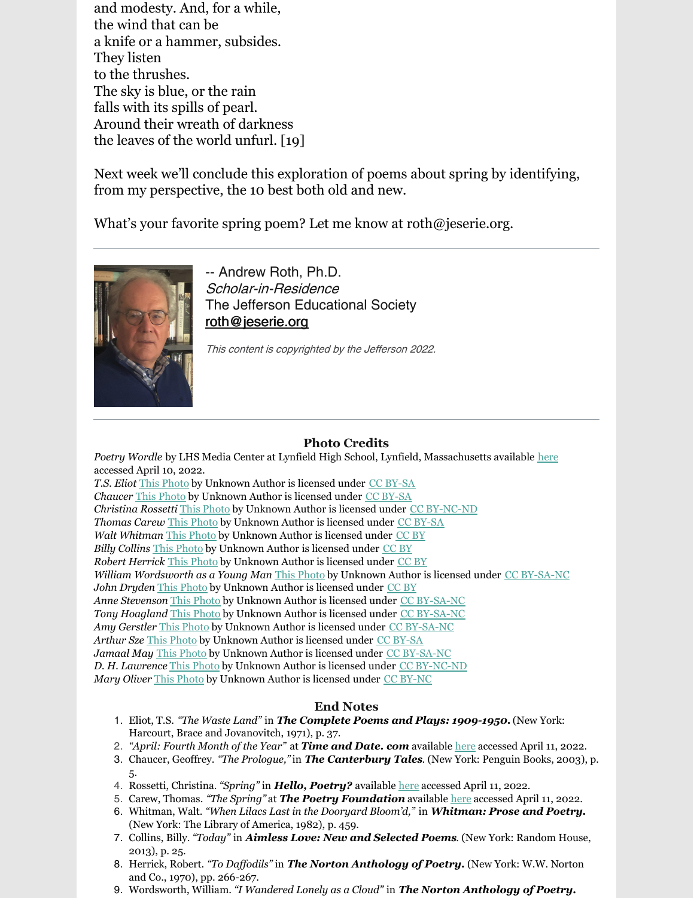and modesty. And, for a while,
the wind that can be
a knife or a hammer, subsides.
They listen
to the thrushes.
The sky is blue, or the rain
falls with its spills of pearl.
Around their wreath of darkness
the leaves of the world unfurl. [19]

Next week we'll conclude this exploration of poems about spring by identifying, from my perspective, the 10 best both old and new.

What's your favorite spring poem? Let me know at roth@jeserie.org.

---

-- Andrew Roth, Ph.D.
*Scholar-in-Residence*
The Jefferson Educational Society
roth@jeserie.org

*This content is copyrighted by the Jefferson 2022.*

---

### Photo Credits

*Poetry Wordle* by LHS Media Center at Lynfield High School, Lynfield, Massachusetts available here accessed April 10, 2022.
*T.S. Eliot* This Photo by Unknown Author is licensed under CC BY-SA
*Chaucer* This Photo by Unknown Author is licensed under CC BY-SA
*Christina Rossetti* This Photo by Unknown Author is licensed under CC BY-NC-ND
*Thomas Carew* This Photo by Unknown Author is licensed under CC BY-SA
*Walt Whitman* This Photo by Unknown Author is licensed under CC BY
*Billy Collins* This Photo by Unknown Author is licensed under CC BY
*Robert Herrick* This Photo by Unknown Author is licensed under CC BY
*William Wordsworth as a Young Man* This Photo by Unknown Author is licensed under CC BY-SA-NC
*John Dryden* This Photo by Unknown Author is licensed under CC BY
*Anne Stevenson* This Photo by Unknown Author is licensed under CC BY-SA-NC
*Tony Hoagland* This Photo by Unknown Author is licensed under CC BY-SA-NC
*Amy Gerstler* This Photo by Unknown Author is licensed under CC BY-SA-NC
*Arthur Sze* This Photo by Unknown Author is licensed under CC BY-SA
*Jamaal May* This Photo by Unknown Author is licensed under CC BY-SA-NC
*D. H. Lawrence* This Photo by Unknown Author is licensed under CC BY-NC-ND
*Mary Oliver* This Photo by Unknown Author is licensed under CC BY-NC

### End Notes

1. Eliot, T.S. *"The Waste Land"* in ***The Complete Poems and Plays: 1909-1950.*** (New York: Harcourt, Brace and Jovanovitch, 1971), p. 37.
2. *"April: Fourth Month of the Year"* at ***Time and Date. com*** available here accessed April 11, 2022.
3. Chaucer, Geoffrey. *"The Prologue,"* in ***The Canterbury Tales***. (New York: Penguin Books, 2003), p. 5.
4. Rossetti, Christina. *"Spring"* in ***Hello, Poetry?*** available here accessed April 11, 2022.
5. Carew, Thomas. *"The Spring"* at ***The Poetry Foundation*** available here accessed April 11, 2022.
6. Whitman, Walt. *"When Lilacs Last in the Dooryard Bloom'd,"* in ***Whitman: Prose and Poetry.*** (New York: The Library of America, 1982), p. 459.
7. Collins, Billy. *"Today"* in ***Aimless Love: New and Selected Poems***. (New York: Random House, 2013), p. 25.
8. Herrick, Robert. *"To Daffodils"* in ***The Norton Anthology of Poetry.*** (New York: W.W. Norton and Co., 1970), pp. 266-267.
9. Wordsworth, William. *"I Wandered Lonely as a Cloud"* in ***The Norton Anthology of Poetry.***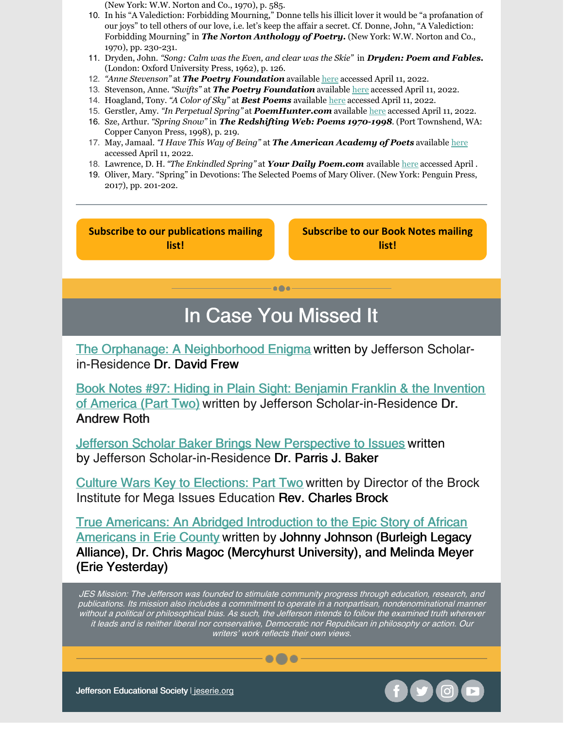(New York: W.W. Norton and Co., 1970), p. 585.

10. In his "A Valediction: Forbidding Mourning," Donne tells his illicit lover it would be "a profanation of our joys" to tell others of our love, i.e. let's keep the affair a secret. Cf. Donne, John, "A Valediction: Forbidding Mourning" in ***The Norton Anthology of Poetry.*** (New York: W.W. Norton and Co., 1970), pp. 230-231.
11. Dryden, John. *"Song: Calm was the Even, and clear was the Skie"* in ***Dryden: Poem and Fables.*** (London: Oxford University Press, 1962), p. 126.
12. *"Anne Stevenson"* at ***The Poetry Foundation*** available here accessed April 11, 2022.
13. Stevenson, Anne. *"Swifts"* at ***The Poetry Foundation*** available here accessed April 11, 2022.
14. Hoagland, Tony. *"A Color of Sky"* at ***Best Poems*** available here accessed April 11, 2022.
15. Gerstler, Amy. *"In Perpetual Spring"* at ***PoemHunter.com*** available here accessed April 11, 2022.
16. Sze, Arthur. *"Spring Snow"* in ***The Redshifting Web: Poems 1970-1998***. (Port Townshend, WA: Copper Canyon Press, 1998), p. 219.
17. May, Jamaal. *"I Have This Way of Being"* at ***The American Academy of Poets*** available here accessed April 11, 2022.
18. Lawrence, D. H. *"The Enkindled Spring"* at ***Your Daily Poem.com*** available here accessed April .
19. Oliver, Mary. "Spring" in Devotions: The Selected Poems of Mary Oliver. (New York: Penguin Press, 2017), pp. 201-202.

**Subscribe to our publications mailing list!**

**Subscribe to our Book Notes mailing list!**

# In Case You Missed It

The Orphanage: A Neighborhood Enigma written by Jefferson Scholar-in-Residence **Dr. David Frew**

Book Notes #97: Hiding in Plain Sight: Benjamin Franklin & the Invention of America (Part Two) written by Jefferson Scholar-in-Residence **Dr. Andrew Roth**

Jefferson Scholar Baker Brings New Perspective to Issues written by Jefferson Scholar-in-Residence **Dr. Parris J. Baker**

Culture Wars Key to Elections: Part Two written by Director of the Brock Institute for Mega Issues Education **Rev. Charles Brock**

True Americans: An Abridged Introduction to the Epic Story of African Americans in Erie County written by **Johnny Johnson (Burleigh Legacy Alliance), Dr. Chris Magoc (Mercyhurst University), and Melinda Meyer (Erie Yesterday)**

*JES Mission: The Jefferson was founded to stimulate community progress through education, research, and publications. Its mission also includes a commitment to operate in a nonpartisan, nondenominational manner without a political or philosophical bias. As such, the Jefferson intends to follow the examined truth wherever it leads and is neither liberal nor conservative, Democratic nor Republican in philosophy or action. Our writers' work reflects their own views.*

Jefferson Educational Society | jeserie.org